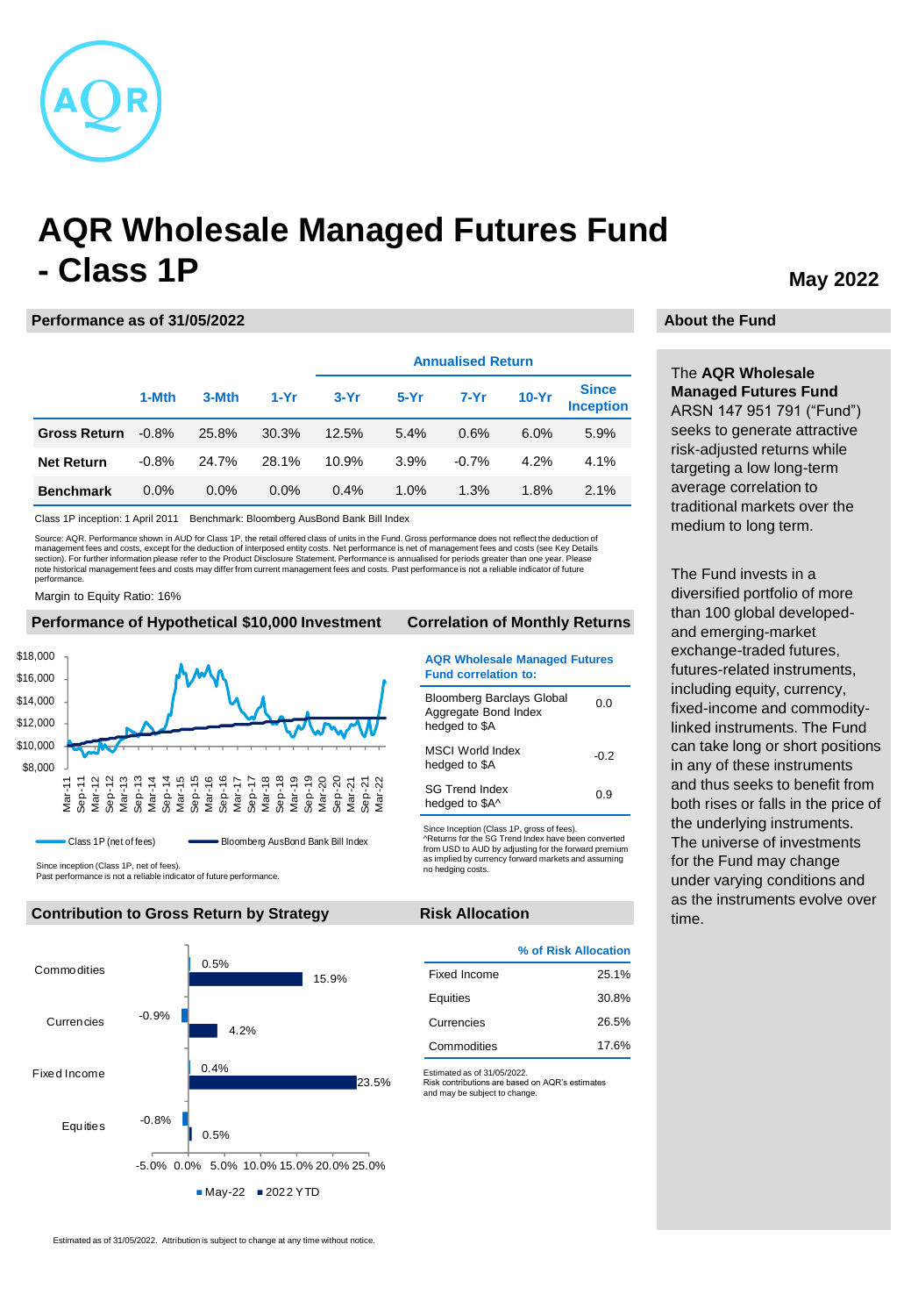# AQR Wholesale Managed Futures Fund - Class 1P

**May 2022**

## Performance as of 31/05/2022

| | 1-Mth | 3-Mth | 1-Yr | 3-Yr | 5-Yr | 7-Yr | 10-Yr | Since Inception |
|---|---|---|---|---|---|---|---|---|
| | | | | Annualised Return | | | | |
| **Gross Return** | -0.8% | 25.8% | 30.3% | 12.5% | 5.4% | 0.6% | 6.0% | 5.9% |
| **Net Return** | -0.8% | 24.7% | 28.1% | 10.9% | 3.9% | -0.7% | 4.2% | 4.1% |
| **Benchmark** | 0.0% | 0.0% | 0.0% | 0.4% | 1.0% | 1.3% | 1.8% | 2.1% |

Class 1P inception: 1 April 2011 Benchmark: Bloomberg AusBond Bank Bill Index

Source: AQR. Performance shown in AUD for Class 1P, the retail offered class of units in the Fund. Gross performance does not reflect the deduction of management fees and costs, except for the deduction of interposed entity costs. Net performance is net of management fees and costs (see Key Details section). For further information please refer to the Product Disclosure Statement. Performance is annualised for periods greater than one year. Please note historical management fees and costs may differ from current management fees and costs. Past performance is not a reliable indicator of future performance.

Margin to Equity Ratio: 16%

## Performance of Hypothetical $10,000 Investment

Class 1P (net of fees) — Bloomberg AusBond Bank Bill Index

Since inception (Class 1P, net of fees).
Past performance is not a reliable indicator of future performance.

## Correlation of Monthly Returns

| AQR Wholesale Managed Futures Fund correlation to: | |
|---|---|
| Bloomberg Barclays Global Aggregate Bond Index hedged to $A | 0.0 |
| MSCI World Index hedged to $A | -0.2 |
| SG Trend Index hedged to $A^ | 0.9 |

Since Inception (Class 1P, gross of fees).
^Returns for the SG Trend Index have been converted from USD to AUD by adjusting for the forward premium as implied by currency forward markets and assuming no hedging costs.

## Contribution to Gross Return by Strategy

| | May-22 | 2022 YTD |
|---|---|---|
| Commodities | 0.5% | 15.9% |
| Currencies | -0.9% | 4.2% |
| Fixed Income | 0.4% | 23.5% |
| Equities | -0.8% | 0.5% |

Estimated as of 31/05/2022. Attribution is subject to change at any time without notice.

## Risk Allocation

| | % of Risk Allocation |
|---|---|
| Fixed Income | 25.1% |
| Equities | 30.8% |
| Currencies | 26.5% |
| Commodities | 17.6% |

Estimated as of 31/05/2022.
Risk contributions are based on AQR's estimates and may be subject to change.

## About the Fund

The **AQR Wholesale Managed Futures Fund** ARSN 147 951 791 ("Fund") seeks to generate attractive risk-adjusted returns while targeting a low long-term average correlation to traditional markets over the medium to long term.

The Fund invests in a diversified portfolio of more than 100 global developed- and emerging-market exchange-traded futures, futures-related instruments, including equity, currency, fixed-income and commodity-linked instruments. The Fund can take long or short positions in any of these instruments and thus seeks to benefit from both rises or falls in the price of the underlying instruments. The universe of investments for the Fund may change under varying conditions and as the instruments evolve over time.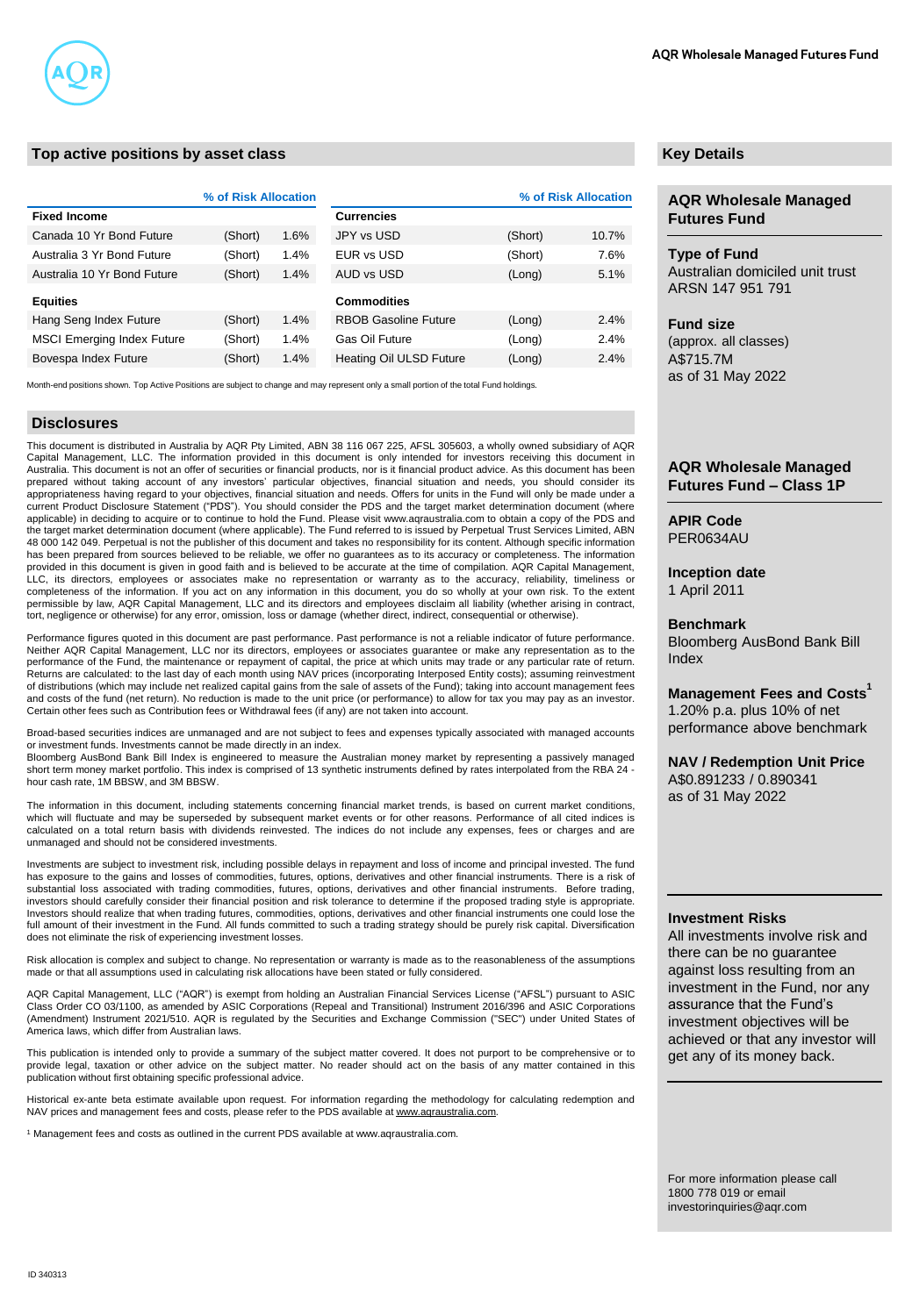## Top active positions by asset class

| | | % of Risk Allocation | | | % of Risk Allocation |
|---|---|---|---|---|---|
| **Fixed Income** | | | **Currencies** | | |
| Canada 10 Yr Bond Future | (Short) | 1.6% | JPY vs USD | (Short) | 10.7% |
| Australia 3 Yr Bond Future | (Short) | 1.4% | EUR vs USD | (Short) | 7.6% |
| Australia 10 Yr Bond Future | (Short) | 1.4% | AUD vs USD | (Long) | 5.1% |
| **Equities** | | | **Commodities** | | |
| Hang Seng Index Future | (Short) | 1.4% | RBOB Gasoline Future | (Long) | 2.4% |
| MSCI Emerging Index Future | (Short) | 1.4% | Gas Oil Future | (Long) | 2.4% |
| Bovespa Index Future | (Short) | 1.4% | Heating Oil ULSD Future | (Long) | 2.4% |

Month-end positions shown. Top Active Positions are subject to change and may represent only a small portion of the total Fund holdings.

## Disclosures

This document is distributed in Australia by AQR Pty Limited, ABN 38 116 067 225, AFSL 305603, a wholly owned subsidiary of AQR Capital Management, LLC. The information provided in this document is only intended for investors receiving this document in Australia. This document is not an offer of securities or financial products, nor is it financial product advice. As this document has been prepared without taking account of any investors' particular objectives, financial situation and needs, you should consider its appropriateness having regard to your objectives, financial situation and needs. Offers for units in the Fund will only be made under a current Product Disclosure Statement ("PDS"). You should consider the PDS and the target market determination document (where applicable) in deciding to acquire or to continue to hold the Fund. Please visit www.aqraustralia.com to obtain a copy of the PDS and the target market determination document (where applicable). The Fund referred to is issued by Perpetual Trust Services Limited, ABN 48 000 142 049. Perpetual is not the publisher of this document and takes no responsibility for its content. Although specific information has been prepared from sources believed to be reliable, we offer no guarantees as to its accuracy or completeness. The information provided in this document is given in good faith and is believed to be accurate at the time of compilation. AQR Capital Management, LLC, its directors, employees or associates make no representation or warranty as to the accuracy, reliability, timeliness or completeness of the information. If you act on any information in this document, you do so wholly at your own risk. To the extent permissible by law, AQR Capital Management, LLC and its directors and employees disclaim all liability (whether arising in contract, tort, negligence or otherwise) for any error, omission, loss or damage (whether direct, indirect, consequential or otherwise).

Performance figures quoted in this document are past performance. Past performance is not a reliable indicator of future performance. Neither AQR Capital Management, LLC nor its directors, employees or associates guarantee or make any representation as to the performance of the Fund, the maintenance or repayment of capital, the price at which units may trade or any particular rate of return. Returns are calculated: to the last day of each month using NAV prices (incorporating Interposed Entity costs); assuming reinvestment of distributions (which may include net realized capital gains from the sale of assets of the Fund); taking into account management fees and costs of the fund (net return). No reduction is made to the unit price (or performance) to allow for tax you may pay as an investor. Certain other fees such as Contribution fees or Withdrawal fees (if any) are not taken into account.

Broad-based securities indices are unmanaged and are not subject to fees and expenses typically associated with managed accounts or investment funds. Investments cannot be made directly in an index.
Bloomberg AusBond Bank Bill Index is engineered to measure the Australian money market by representing a passively managed short term money market portfolio. This index is comprised of 13 synthetic instruments defined by rates interpolated from the RBA 24 - hour cash rate, 1M BBSW, and 3M BBSW.

The information in this document, including statements concerning financial market trends, is based on current market conditions, which will fluctuate and may be superseded by subsequent market events or for other reasons. Performance of all cited indices is calculated on a total return basis with dividends reinvested. The indices do not include any expenses, fees or charges and are unmanaged and should not be considered investments.

Investments are subject to investment risk, including possible delays in repayment and loss of income and principal invested. The fund has exposure to the gains and losses of commodities, futures, options, derivatives and other financial instruments. There is a risk of substantial loss associated with trading commodities, futures, options, derivatives and other financial instruments. Before trading, investors should carefully consider their financial position and risk tolerance to determine if the proposed trading style is appropriate. Investors should realize that when trading futures, commodities, options, derivatives and other financial instruments one could lose the full amount of their investment in the Fund. All funds committed to such a trading strategy should be purely risk capital. Diversification does not eliminate the risk of experiencing investment losses.

Risk allocation is complex and subject to change. No representation or warranty is made as to the reasonableness of the assumptions made or that all assumptions used in calculating risk allocations have been stated or fully considered.

AQR Capital Management, LLC ("AQR") is exempt from holding an Australian Financial Services License ("AFSL") pursuant to ASIC Class Order CO 03/1100, as amended by ASIC Corporations (Repeal and Transitional) Instrument 2016/396 and ASIC Corporations (Amendment) Instrument 2021/510. AQR is regulated by the Securities and Exchange Commission ("SEC") under United States of America laws, which differ from Australian laws.

This publication is intended only to provide a summary of the subject matter covered. It does not purport to be comprehensive or to provide legal, taxation or other advice on the subject matter. No reader should act on the basis of any matter contained in this publication without first obtaining specific professional advice.

Historical ex-ante beta estimate available upon request. For information regarding the methodology for calculating redemption and NAV prices and management fees and costs, please refer to the PDS available at www.aqraustralia.com.

[1] Management fees and costs as outlined in the current PDS available at www.aqraustralia.com.

## Key Details

### AQR Wholesale Managed Futures Fund

**Type of Fund**
Australian domiciled unit trust
ARSN 147 951 791

**Fund size**
(approx. all classes)
A$715.7M
as of 31 May 2022

### AQR Wholesale Managed Futures Fund – Class 1P

**APIR Code**
PER0634AU

**Inception date**
1 April 2011

**Benchmark**
Bloomberg AusBond Bank Bill Index

**Management Fees and Costs[1]**
1.20% p.a. plus 10% of net performance above benchmark

**NAV / Redemption Unit Price**
A$0.891233 / 0.890341
as of 31 May 2022

**Investment Risks**
All investments involve risk and there can be no guarantee against loss resulting from an investment in the Fund, nor any assurance that the Fund's investment objectives will be achieved or that any investor will get any of its money back.

For more information please call 1800 778 019 or email investorinquiries@aqr.com

ID 340313